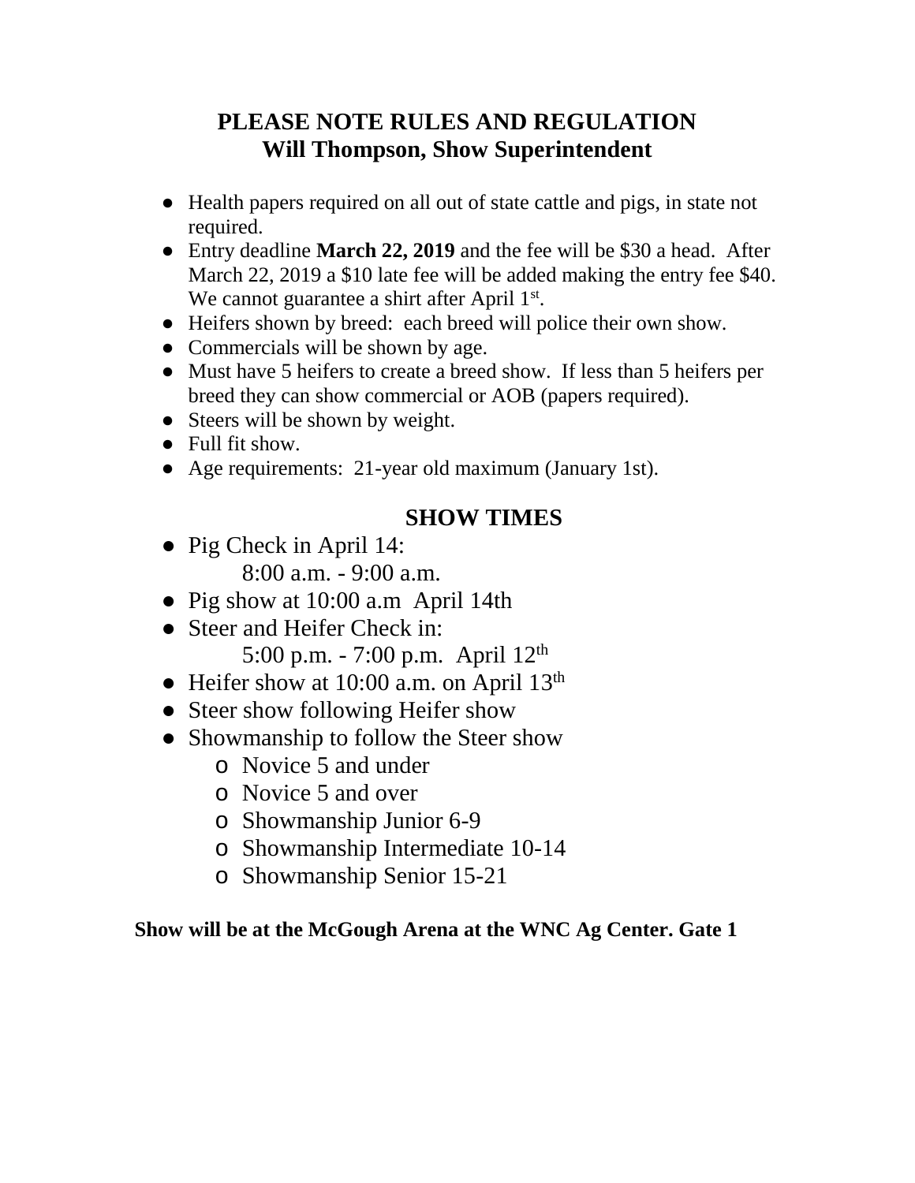# PLEASE NOTE RULES AND REGULATION
## Will Thompson, Show Superintendent

- Health papers required on all out of state cattle and pigs, in state not required.
- Entry deadline **March 22, 2019** and the fee will be $30 a head. After March 22, 2019 a $10 late fee will be added making the entry fee $40. We cannot guarantee a shirt after April 1st.
- Heifers shown by breed: each breed will police their own show.
- Commercials will be shown by age.
- Must have 5 heifers to create a breed show. If less than 5 heifers per breed they can show commercial or AOB (papers required).
- Steers will be shown by weight.
- Full fit show.
- Age requirements: 21-year old maximum (January 1st).

## SHOW TIMES

- Pig Check in April 14:
  8:00 a.m. - 9:00 a.m.
- Pig show at 10:00 a.m April 14th
- Steer and Heifer Check in:
  5:00 p.m. - 7:00 p.m. April 12th
- Heifer show at 10:00 a.m. on April 13th
- Steer show following Heifer show
- Showmanship to follow the Steer show
  - Novice 5 and under
  - Novice 5 and over
  - Showmanship Junior 6-9
  - Showmanship Intermediate 10-14
  - Showmanship Senior 15-21

**Show will be at the McGough Arena at the WNC Ag Center. Gate 1**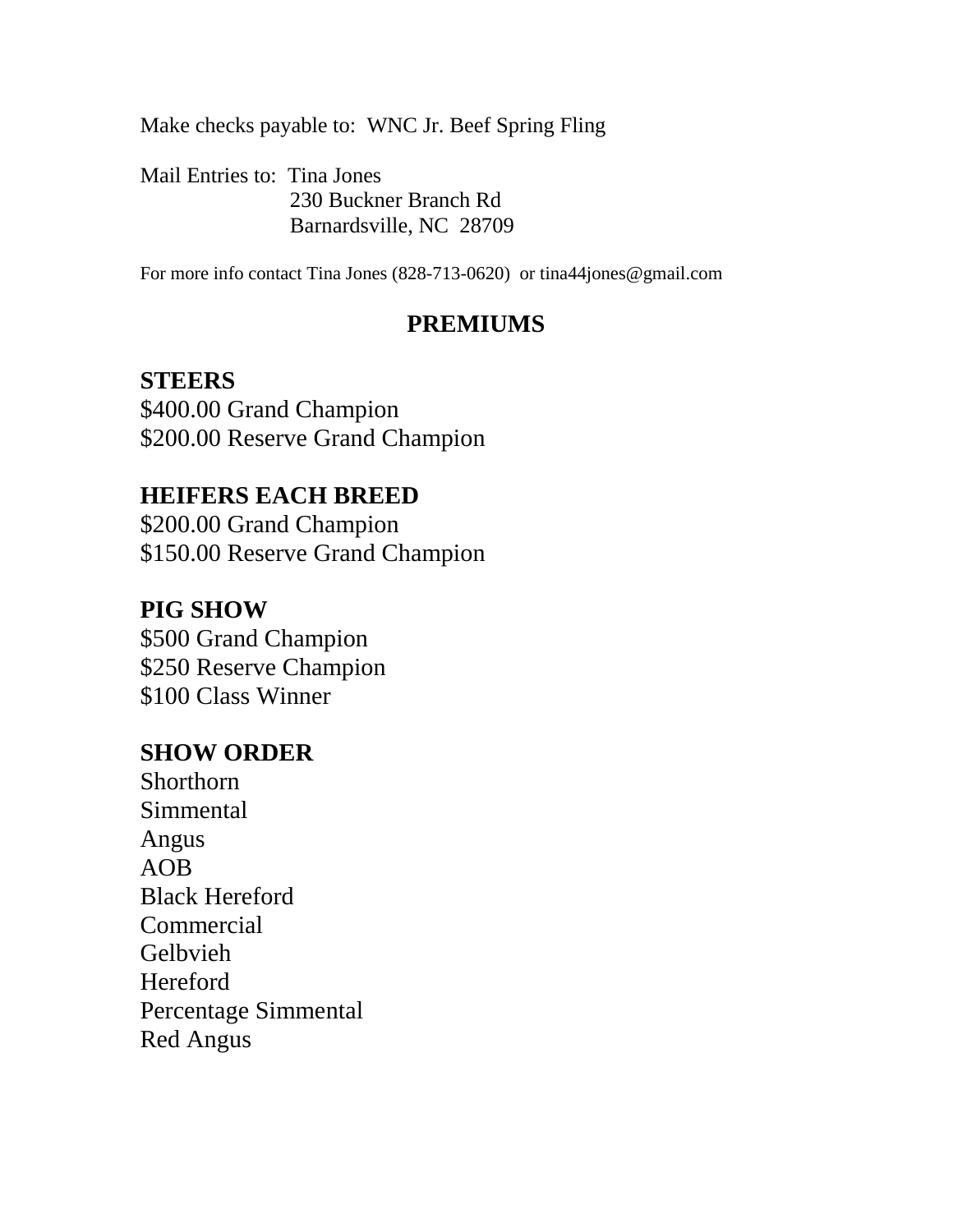Make checks payable to: WNC Jr. Beef Spring Fling

Mail Entries to: Tina Jones
230 Buckner Branch Rd
Barnardsville, NC 28709

For more info contact Tina Jones (828-713-0620) or tina44jones@gmail.com

## PREMIUMS

**STEERS**
$400.00 Grand Champion
$200.00 Reserve Grand Champion

**HEIFERS EACH BREED**
$200.00 Grand Champion
$150.00 Reserve Grand Champion

**PIG SHOW**
$500 Grand Champion
$250 Reserve Champion
$100 Class Winner

**SHOW ORDER**
Shorthorn
Simmental
Angus
AOB
Black Hereford
Commercial
Gelbvieh
Hereford
Percentage Simmental
Red Angus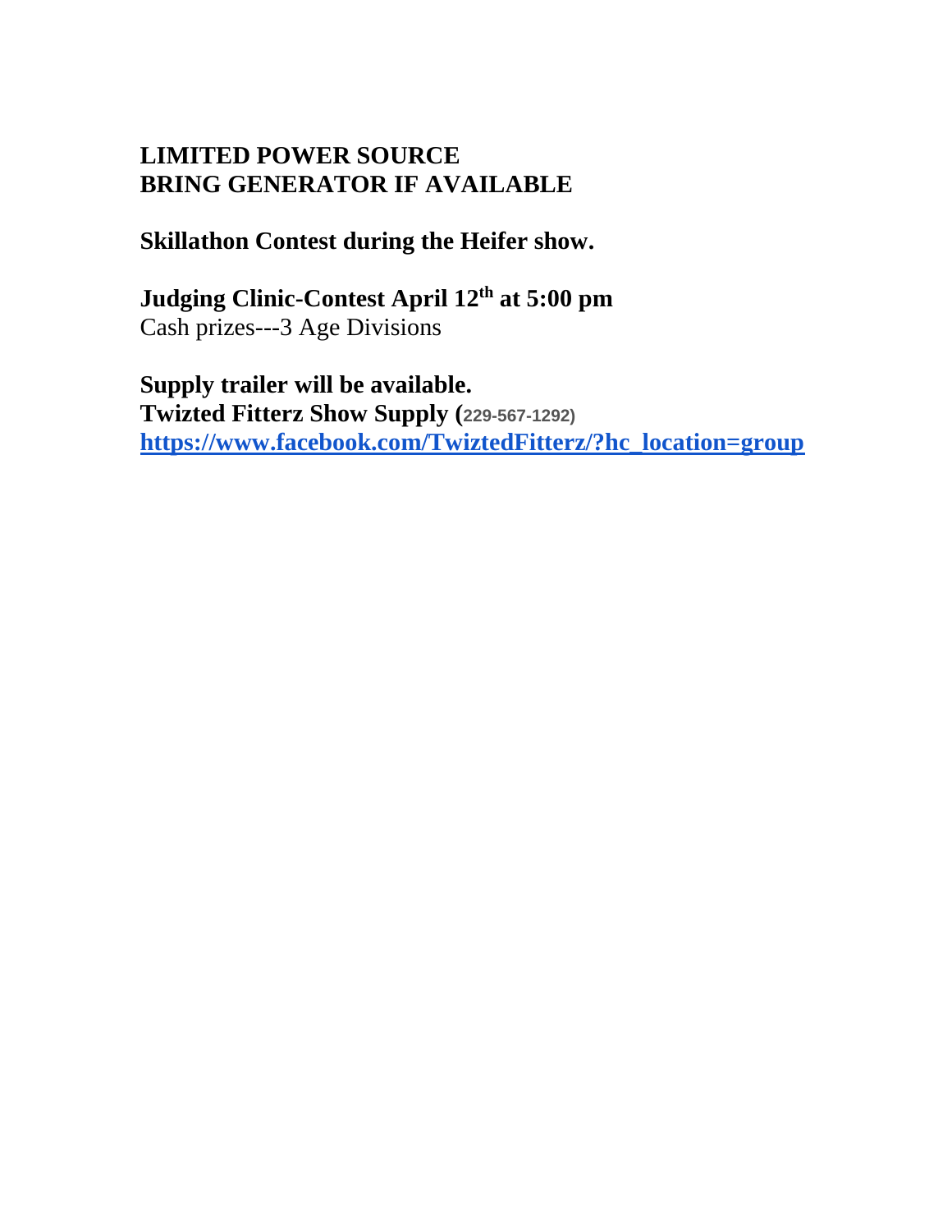**LIMITED POWER SOURCE**
**BRING GENERATOR IF AVAILABLE**

**Skillathon Contest during the Heifer show.**

**Judging Clinic-Contest April 12th at 5:00 pm**
Cash prizes---3 Age Divisions

**Supply trailer will be available.**
**Twizted Fitterz Show Supply (229-567-1292)**
**https://www.facebook.com/TwiztedFitterz/?hc_location=group**